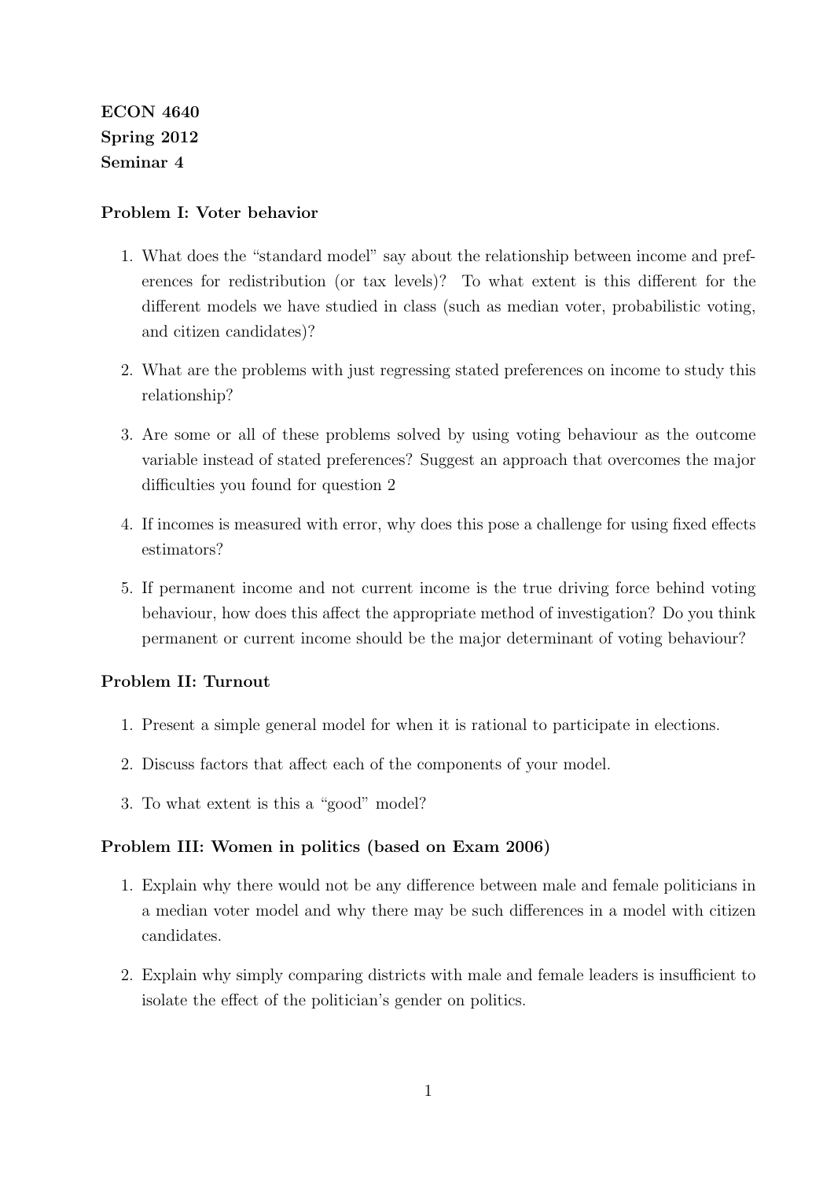**ECON 4640**
**Spring 2012**
**Seminar 4**

**Problem I: Voter behavior**

1. What does the "standard model" say about the relationship between income and preferences for redistribution (or tax levels)? To what extent is this different for the different models we have studied in class (such as median voter, probabilistic voting, and citizen candidates)?
2. What are the problems with just regressing stated preferences on income to study this relationship?
3. Are some or all of these problems solved by using voting behaviour as the outcome variable instead of stated preferences? Suggest an approach that overcomes the major difficulties you found for question 2
4. If incomes is measured with error, why does this pose a challenge for using fixed effects estimators?
5. If permanent income and not current income is the true driving force behind voting behaviour, how does this affect the appropriate method of investigation? Do you think permanent or current income should be the major determinant of voting behaviour?

**Problem II: Turnout**

1. Present a simple general model for when it is rational to participate in elections.
2. Discuss factors that affect each of the components of your model.
3. To what extent is this a "good" model?

**Problem III: Women in politics (based on Exam 2006)**

1. Explain why there would not be any difference between male and female politicians in a median voter model and why there may be such differences in a model with citizen candidates.
2. Explain why simply comparing districts with male and female leaders is insufficient to isolate the effect of the politician's gender on politics.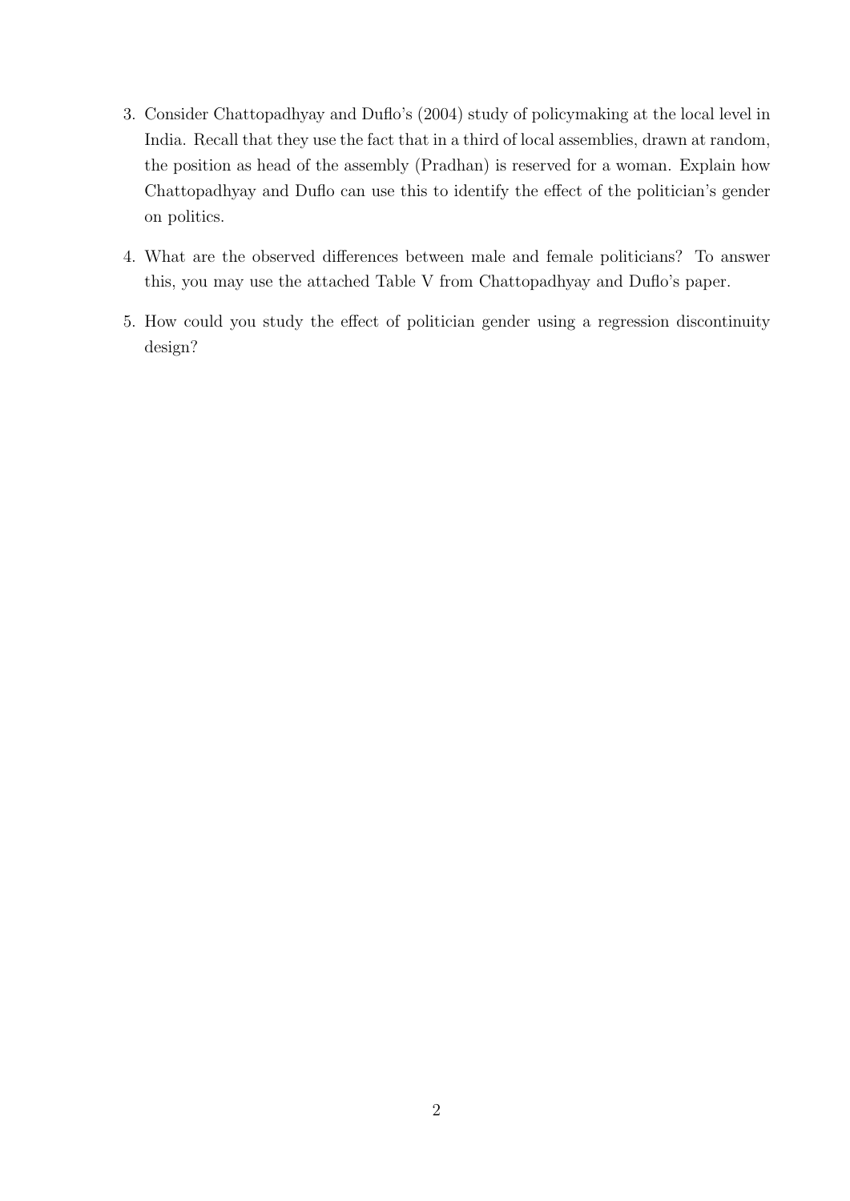3. Consider Chattopadhyay and Duflo's (2004) study of policymaking at the local level in India. Recall that they use the fact that in a third of local assemblies, drawn at random, the position as head of the assembly (Pradhan) is reserved for a woman. Explain how Chattopadhyay and Duflo can use this to identify the effect of the politician's gender on politics.

4. What are the observed differences between male and female politicians? To answer this, you may use the attached Table V from Chattopadhyay and Duflo's paper.

5. How could you study the effect of politician gender using a regression discontinuity design?